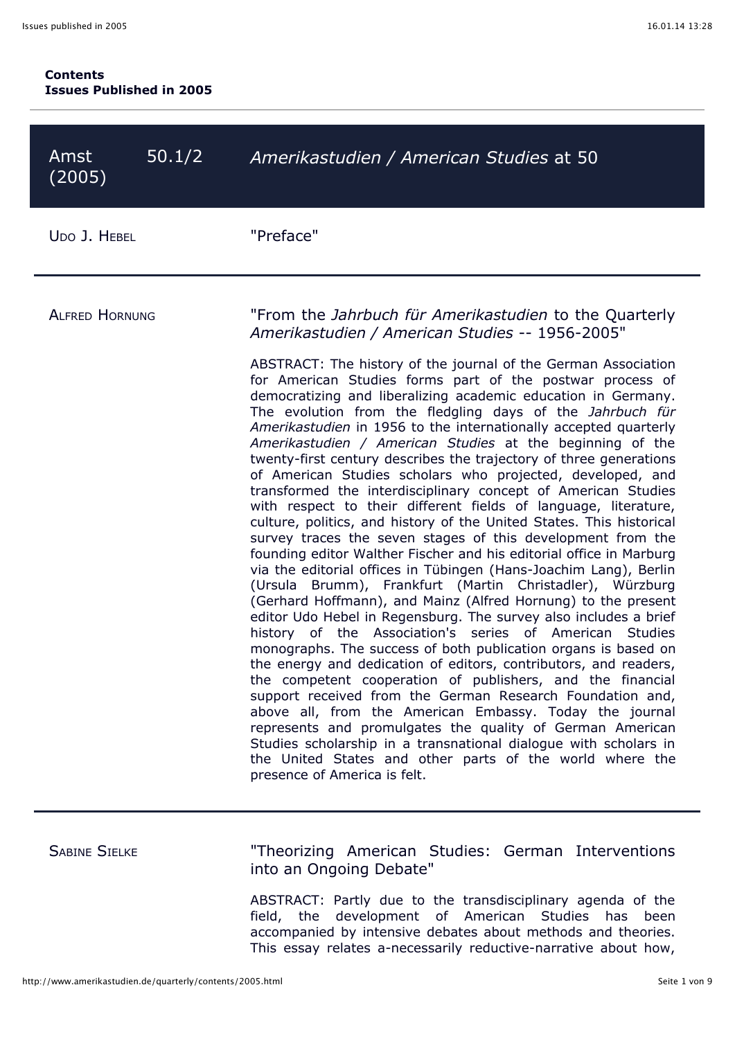**Contents**
**Issues Published in 2005**

| Amst (2005) | 50.1/2 | *Amerikastudien / American Studies* at 50 |
|---|---|---|

UDO J. HEBEL

"Preface"

---

ALFRED HORNUNG

"From the *Jahrbuch für Amerikastudien* to the Quarterly *Amerikastudien / American Studies* -- 1956-2005"

ABSTRACT: The history of the journal of the German Association for American Studies forms part of the postwar process of democratizing and liberalizing academic education in Germany. The evolution from the fledgling days of the *Jahrbuch für Amerikastudien* in 1956 to the internationally accepted quarterly *Amerikastudien / American Studies* at the beginning of the twenty-first century describes the trajectory of three generations of American Studies scholars who projected, developed, and transformed the interdisciplinary concept of American Studies with respect to their different fields of language, literature, culture, politics, and history of the United States. This historical survey traces the seven stages of this development from the founding editor Walther Fischer and his editorial office in Marburg via the editorial offices in Tübingen (Hans-Joachim Lang), Berlin (Ursula Brumm), Frankfurt (Martin Christadler), Würzburg (Gerhard Hoffmann), and Mainz (Alfred Hornung) to the present editor Udo Hebel in Regensburg. The survey also includes a brief history of the Association's series of American Studies monographs. The success of both publication organs is based on the energy and dedication of editors, contributors, and readers, the competent cooperation of publishers, and the financial support received from the German Research Foundation and, above all, from the American Embassy. Today the journal represents and promulgates the quality of German American Studies scholarship in a transnational dialogue with scholars in the United States and other parts of the world where the presence of America is felt.

---

SABINE SIELKE

"Theorizing American Studies: German Interventions into an Ongoing Debate"

ABSTRACT: Partly due to the transdisciplinary agenda of the field, the development of American Studies has been accompanied by intensive debates about methods and theories. This essay relates a-necessarily reductive-narrative about how,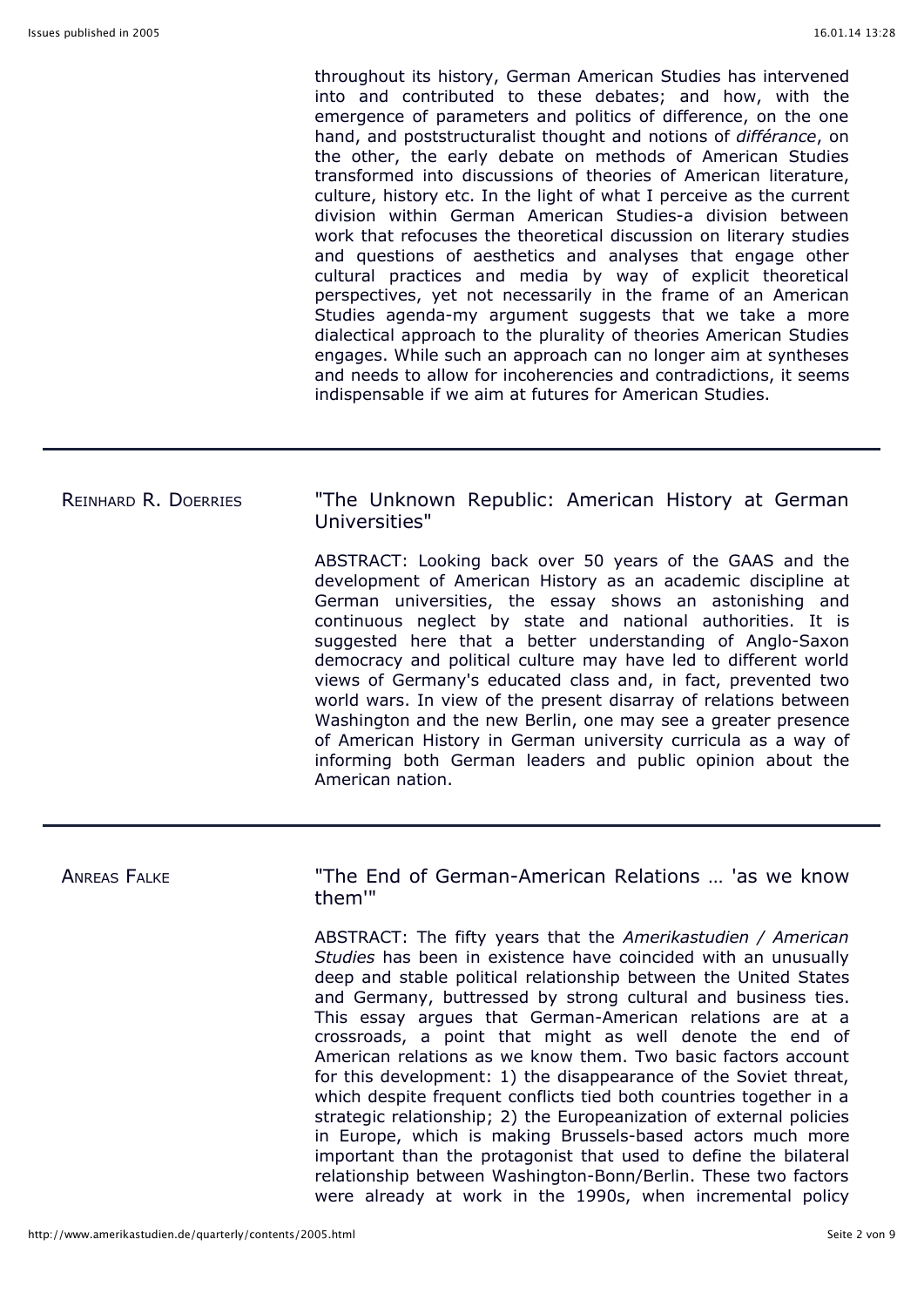throughout its history, German American Studies has intervened into and contributed to these debates; and how, with the emergence of parameters and politics of difference, on the one hand, and poststructuralist thought and notions of *différance*, on the other, the early debate on methods of American Studies transformed into discussions of theories of American literature, culture, history etc. In the light of what I perceive as the current division within German American Studies-a division between work that refocuses the theoretical discussion on literary studies and questions of aesthetics and analyses that engage other cultural practices and media by way of explicit theoretical perspectives, yet not necessarily in the frame of an American Studies agenda-my argument suggests that we take a more dialectical approach to the plurality of theories American Studies engages. While such an approach can no longer aim at syntheses and needs to allow for incoherencies and contradictions, it seems indispensable if we aim at futures for American Studies.

---

REINHARD R. DOERRIES

## "The Unknown Republic: American History at German Universities"

ABSTRACT: Looking back over 50 years of the GAAS and the development of American History as an academic discipline at German universities, the essay shows an astonishing and continuous neglect by state and national authorities. It is suggested here that a better understanding of Anglo-Saxon democracy and political culture may have led to different world views of Germany's educated class and, in fact, prevented two world wars. In view of the present disarray of relations between Washington and the new Berlin, one may see a greater presence of American History in German university curricula as a way of informing both German leaders and public opinion about the American nation.

---

ANREAS FALKE

## "The End of German-American Relations … 'as we know them'"

ABSTRACT: The fifty years that the *Amerikastudien / American Studies* has been in existence have coincided with an unusually deep and stable political relationship between the United States and Germany, buttressed by strong cultural and business ties. This essay argues that German-American relations are at a crossroads, a point that might as well denote the end of American relations as we know them. Two basic factors account for this development: 1) the disappearance of the Soviet threat, which despite frequent conflicts tied both countries together in a strategic relationship; 2) the Europeanization of external policies in Europe, which is making Brussels-based actors much more important than the protagonist that used to define the bilateral relationship between Washington-Bonn/Berlin. These two factors were already at work in the 1990s, when incremental policy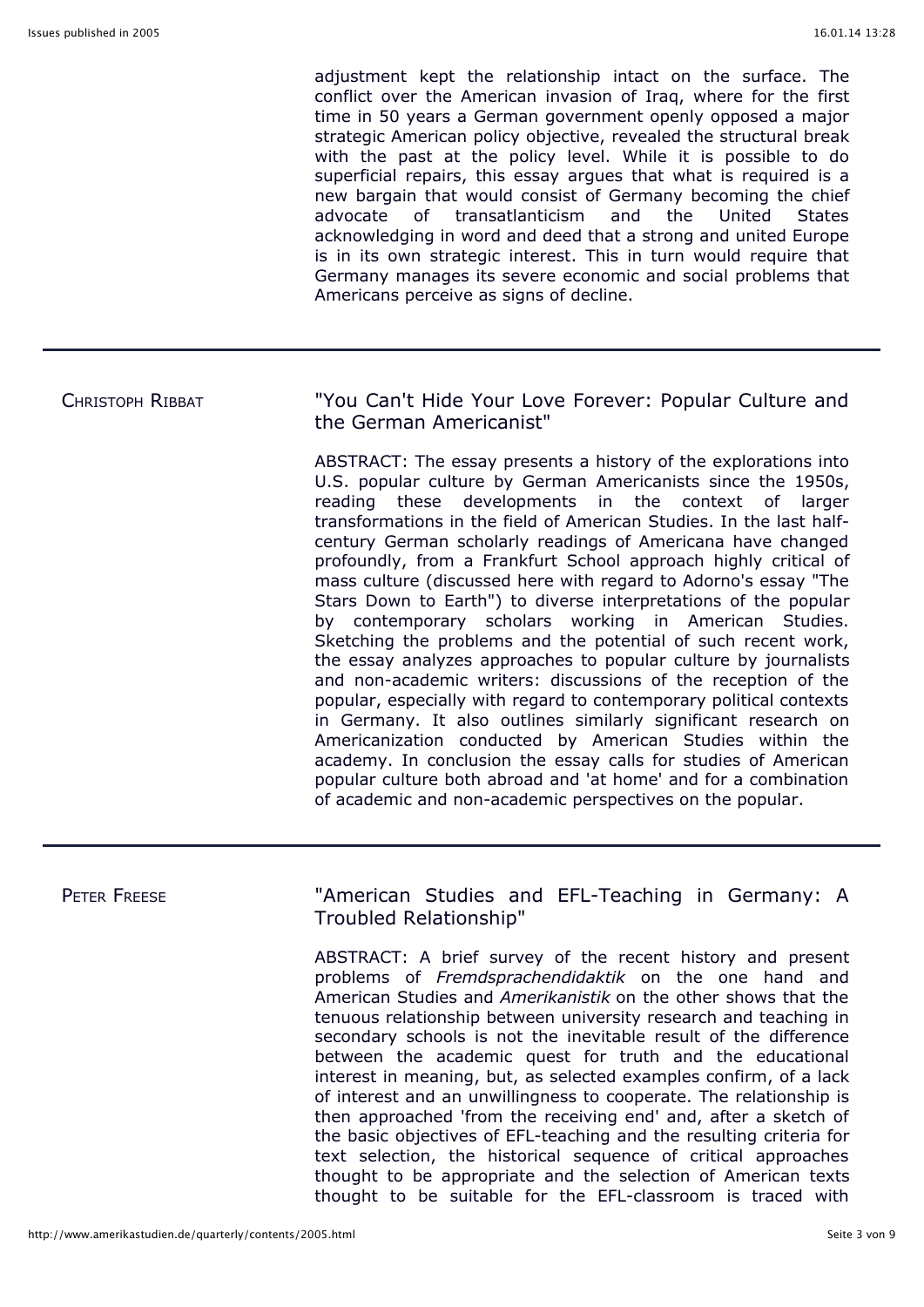adjustment kept the relationship intact on the surface. The conflict over the American invasion of Iraq, where for the first time in 50 years a German government openly opposed a major strategic American policy objective, revealed the structural break with the past at the policy level. While it is possible to do superficial repairs, this essay argues that what is required is a new bargain that would consist of Germany becoming the chief advocate of transatlanticism and the United States acknowledging in word and deed that a strong and united Europe is in its own strategic interest. This in turn would require that Germany manages its severe economic and social problems that Americans perceive as signs of decline.

---

CHRISTOPH RIBBAT

## "You Can't Hide Your Love Forever: Popular Culture and the German Americanist"

ABSTRACT: The essay presents a history of the explorations into U.S. popular culture by German Americanists since the 1950s, reading these developments in the context of larger transformations in the field of American Studies. In the last half-century German scholarly readings of Americana have changed profoundly, from a Frankfurt School approach highly critical of mass culture (discussed here with regard to Adorno's essay "The Stars Down to Earth") to diverse interpretations of the popular by contemporary scholars working in American Studies. Sketching the problems and the potential of such recent work, the essay analyzes approaches to popular culture by journalists and non-academic writers: discussions of the reception of the popular, especially with regard to contemporary political contexts in Germany. It also outlines similarly significant research on Americanization conducted by American Studies within the academy. In conclusion the essay calls for studies of American popular culture both abroad and 'at home' and for a combination of academic and non-academic perspectives on the popular.

---

PETER FREESE

## "American Studies and EFL-Teaching in Germany: A Troubled Relationship"

ABSTRACT: A brief survey of the recent history and present problems of *Fremdsprachendidaktik* on the one hand and American Studies and *Amerikanistik* on the other shows that the tenuous relationship between university research and teaching in secondary schools is not the inevitable result of the difference between the academic quest for truth and the educational interest in meaning, but, as selected examples confirm, of a lack of interest and an unwillingness to cooperate. The relationship is then approached 'from the receiving end' and, after a sketch of the basic objectives of EFL-teaching and the resulting criteria for text selection, the historical sequence of critical approaches thought to be appropriate and the selection of American texts thought to be suitable for the EFL-classroom is traced with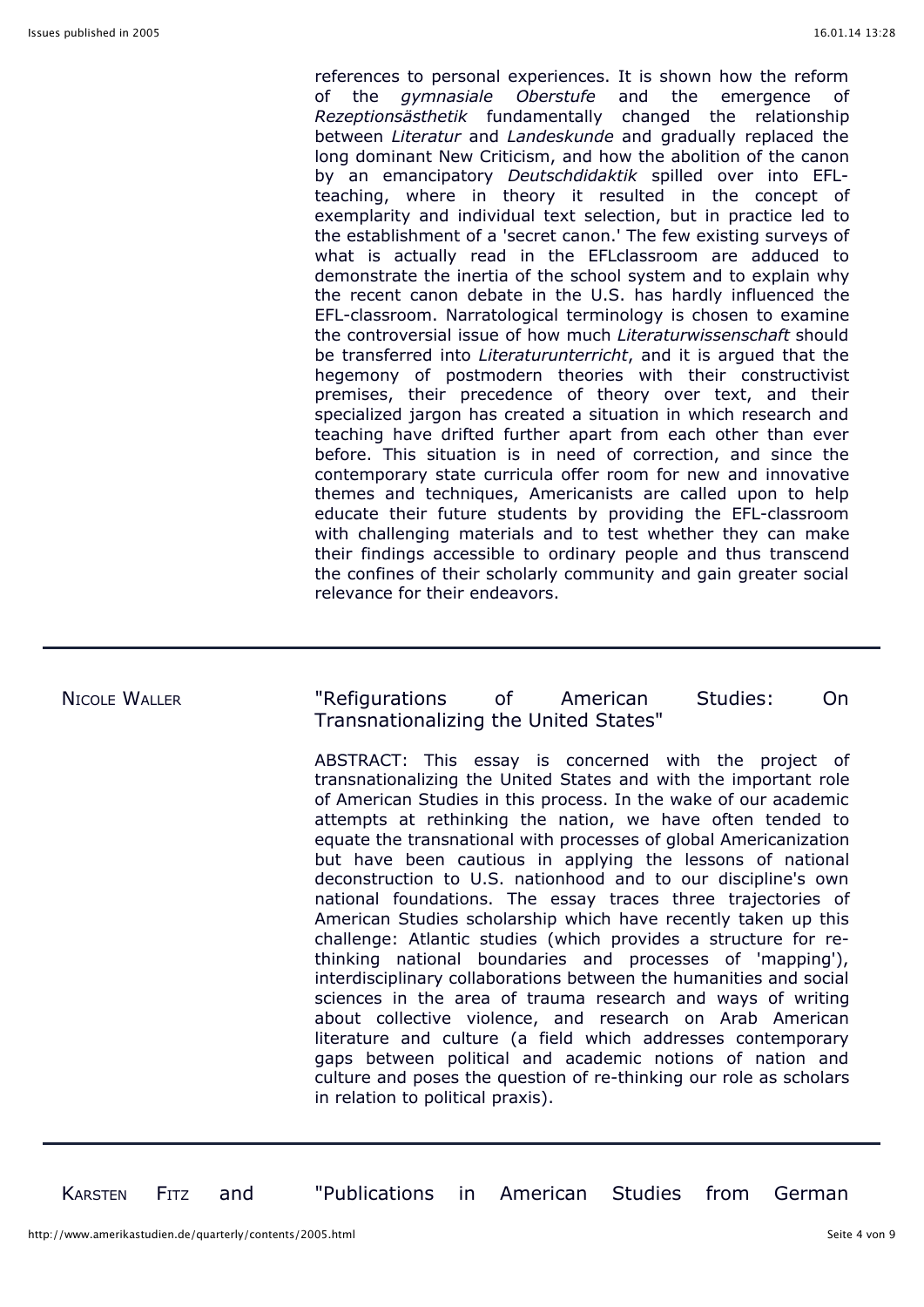references to personal experiences. It is shown how the reform of the *gymnasiale Oberstufe* and the emergence of *Rezeptionsästhetik* fundamentally changed the relationship between *Literatur* and *Landeskunde* and gradually replaced the long dominant New Criticism, and how the abolition of the canon by an emancipatory *Deutschdidaktik* spilled over into EFL-teaching, where in theory it resulted in the concept of exemplarity and individual text selection, but in practice led to the establishment of a 'secret canon.' The few existing surveys of what is actually read in the EFLclassroom are adduced to demonstrate the inertia of the school system and to explain why the recent canon debate in the U.S. has hardly influenced the EFL-classroom. Narratological terminology is chosen to examine the controversial issue of how much *Literaturwissenschaft* should be transferred into *Literaturunterricht*, and it is argued that the hegemony of postmodern theories with their constructivist premises, their precedence of theory over text, and their specialized jargon has created a situation in which research and teaching have drifted further apart from each other than ever before. This situation is in need of correction, and since the contemporary state curricula offer room for new and innovative themes and techniques, Americanists are called upon to help educate their future students by providing the EFL-classroom with challenging materials and to test whether they can make their findings accessible to ordinary people and thus transcend the confines of their scholarly community and gain greater social relevance for their endeavors.

---

Nicole Waller

"Refigurations of American Studies: On Transnationalizing the United States"

ABSTRACT: This essay is concerned with the project of transnationalizing the United States and with the important role of American Studies in this process. In the wake of our academic attempts at rethinking the nation, we have often tended to equate the transnational with processes of global Americanization but have been cautious in applying the lessons of national deconstruction to U.S. nationhood and to our discipline's own national foundations. The essay traces three trajectories of American Studies scholarship which have recently taken up this challenge: Atlantic studies (which provides a structure for re-thinking national boundaries and processes of 'mapping'), interdisciplinary collaborations between the humanities and social sciences in the area of trauma research and ways of writing about collective violence, and research on Arab American literature and culture (a field which addresses contemporary gaps between political and academic notions of nation and culture and poses the question of re-thinking our role as scholars in relation to political praxis).

---

Karsten Fitz and

"Publications in American Studies from German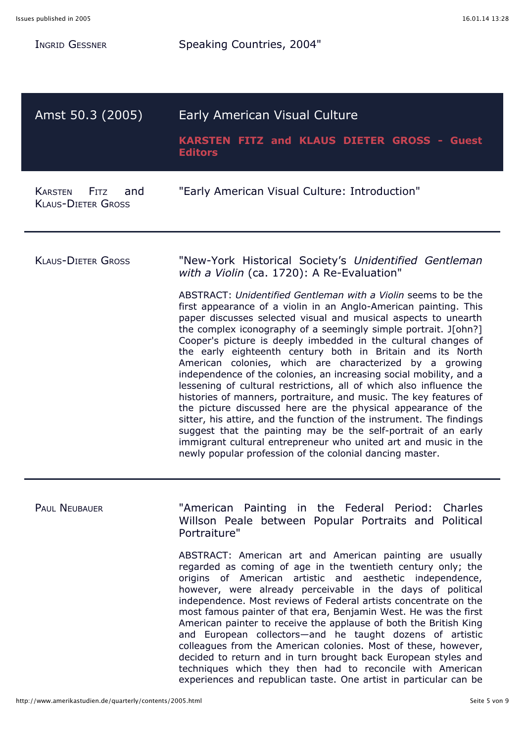INGRID GESSNER — Speaking Countries, 2004"

## Amst 50.3 (2005) — Early American Visual Culture

**KARSTEN FITZ and KLAUS DIETER GROSS - Guest Editors**

KARSTEN FITZ and KLAUS-DIETER GROSS

"Early American Visual Culture: Introduction"

---

KLAUS-DIETER GROSS

"New-York Historical Society's *Unidentified Gentleman with a Violin* (ca. 1720): A Re-Evaluation"

ABSTRACT: *Unidentified Gentleman with a Violin* seems to be the first appearance of a violin in an Anglo-American painting. This paper discusses selected visual and musical aspects to unearth the complex iconography of a seemingly simple portrait. J[ohn?] Cooper's picture is deeply imbedded in the cultural changes of the early eighteenth century both in Britain and its North American colonies, which are characterized by a growing independence of the colonies, an increasing social mobility, and a lessening of cultural restrictions, all of which also influence the histories of manners, portraiture, and music. The key features of the picture discussed here are the physical appearance of the sitter, his attire, and the function of the instrument. The findings suggest that the painting may be the self-portrait of an early immigrant cultural entrepreneur who united art and music in the newly popular profession of the colonial dancing master.

---

PAUL NEUBAUER

"American Painting in the Federal Period: Charles Willson Peale between Popular Portraits and Political Portraiture"

ABSTRACT: American art and American painting are usually regarded as coming of age in the twentieth century only; the origins of American artistic and aesthetic independence, however, were already perceivable in the days of political independence. Most reviews of Federal artists concentrate on the most famous painter of that era, Benjamin West. He was the first American painter to receive the applause of both the British King and European collectors—and he taught dozens of artistic colleagues from the American colonies. Most of these, however, decided to return and in turn brought back European styles and techniques which they then had to reconcile with American experiences and republican taste. One artist in particular can be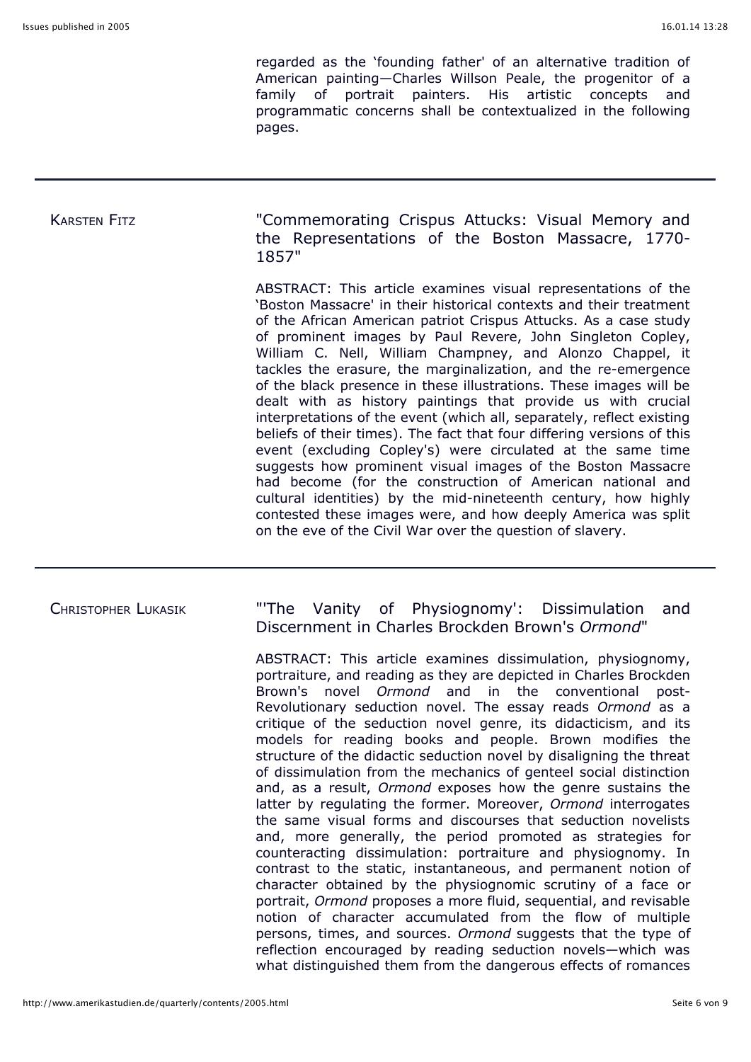regarded as the 'founding father' of an alternative tradition of American painting—Charles Willson Peale, the progenitor of a family of portrait painters. His artistic concepts and programmatic concerns shall be contextualized in the following pages.

---

KARSTEN FITZ

## "Commemorating Crispus Attucks: Visual Memory and the Representations of the Boston Massacre, 1770-1857"

ABSTRACT: This article examines visual representations of the 'Boston Massacre' in their historical contexts and their treatment of the African American patriot Crispus Attucks. As a case study of prominent images by Paul Revere, John Singleton Copley, William C. Nell, William Champney, and Alonzo Chappel, it tackles the erasure, the marginalization, and the re-emergence of the black presence in these illustrations. These images will be dealt with as history paintings that provide us with crucial interpretations of the event (which all, separately, reflect existing beliefs of their times). The fact that four differing versions of this event (excluding Copley's) were circulated at the same time suggests how prominent visual images of the Boston Massacre had become (for the construction of American national and cultural identities) by the mid-nineteenth century, how highly contested these images were, and how deeply America was split on the eve of the Civil War over the question of slavery.

---

CHRISTOPHER LUKASIK

## "'The Vanity of Physiognomy': Dissimulation and Discernment in Charles Brockden Brown's *Ormond*"

ABSTRACT: This article examines dissimulation, physiognomy, portraiture, and reading as they are depicted in Charles Brockden Brown's novel *Ormond* and in the conventional post-Revolutionary seduction novel. The essay reads *Ormond* as a critique of the seduction novel genre, its didacticism, and its models for reading books and people. Brown modifies the structure of the didactic seduction novel by disaligning the threat of dissimulation from the mechanics of genteel social distinction and, as a result, *Ormond* exposes how the genre sustains the latter by regulating the former. Moreover, *Ormond* interrogates the same visual forms and discourses that seduction novelists and, more generally, the period promoted as strategies for counteracting dissimulation: portraiture and physiognomy. In contrast to the static, instantaneous, and permanent notion of character obtained by the physiognomic scrutiny of a face or portrait, *Ormond* proposes a more fluid, sequential, and revisable notion of character accumulated from the flow of multiple persons, times, and sources. *Ormond* suggests that the type of reflection encouraged by reading seduction novels—which was what distinguished them from the dangerous effects of romances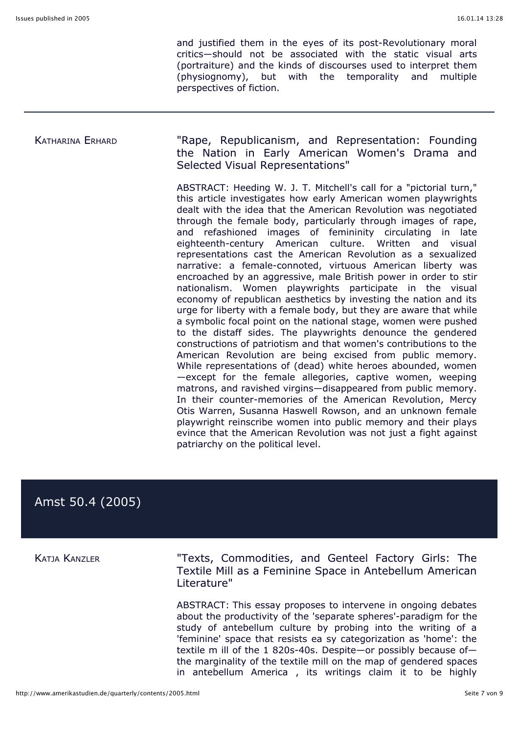and justified them in the eyes of its post-Revolutionary moral critics—should not be associated with the static visual arts (portraiture) and the kinds of discourses used to interpret them (physiognomy), but with the temporality and multiple perspectives of fiction.

---

KATHARINA ERHARD

### "Rape, Republicanism, and Representation: Founding the Nation in Early American Women's Drama and Selected Visual Representations"

ABSTRACT: Heeding W. J. T. Mitchell's call for a "pictorial turn," this article investigates how early American women playwrights dealt with the idea that the American Revolution was negotiated through the female body, particularly through images of rape, and refashioned images of femininity circulating in late eighteenth-century American culture. Written and visual representations cast the American Revolution as a sexualized narrative: a female-connoted, virtuous American liberty was encroached by an aggressive, male British power in order to stir nationalism. Women playwrights participate in the visual economy of republican aesthetics by investing the nation and its urge for liberty with a female body, but they are aware that while a symbolic focal point on the national stage, women were pushed to the distaff sides. The playwrights denounce the gendered constructions of patriotism and that women's contributions to the American Revolution are being excised from public memory. While representations of (dead) white heroes abounded, women—except for the female allegories, captive women, weeping matrons, and ravished virgins—disappeared from public memory. In their counter-memories of the American Revolution, Mercy Otis Warren, Susanna Haswell Rowson, and an unknown female playwright reinscribe women into public memory and their plays evince that the American Revolution was not just a fight against patriarchy on the political level.

## Amst 50.4 (2005)

KATJA KANZLER

### "Texts, Commodities, and Genteel Factory Girls: The Textile Mill as a Feminine Space in Antebellum American Literature"

ABSTRACT: This essay proposes to intervene in ongoing debates about the productivity of the 'separate spheres'-paradigm for the study of antebellum culture by probing into the writing of a 'feminine' space that resists ea sy categorization as 'home': the textile m ill of the 1 820s-40s. Despite—or possibly because of—the marginality of the textile mill on the map of gendered spaces in antebellum America , its writings claim it to be highly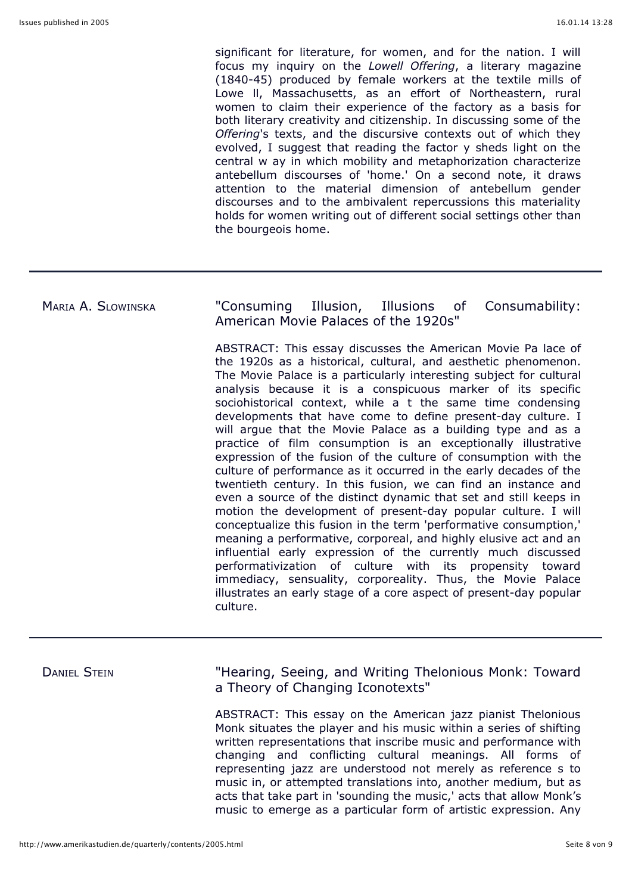significant for literature, for women, and for the nation. I will focus my inquiry on the *Lowell Offering*, a literary magazine (1840-45) produced by female workers at the textile mills of Lowe ll, Massachusetts, as an effort of Northeastern, rural women to claim their experience of the factory as a basis for both literary creativity and citizenship. In discussing some of the *Offering*'s texts, and the discursive contexts out of which they evolved, I suggest that reading the factor y sheds light on the central w ay in which mobility and metaphorization characterize antebellum discourses of 'home.' On a second note, it draws attention to the material dimension of antebellum gender discourses and to the ambivalent repercussions this materiality holds for women writing out of different social settings other than the bourgeois home.

---

Maria A. Slowinska

"Consuming Illusion, Illusions of Consumability: American Movie Palaces of the 1920s"

ABSTRACT: This essay discusses the American Movie Pa lace of the 1920s as a historical, cultural, and aesthetic phenomenon. The Movie Palace is a particularly interesting subject for cultural analysis because it is a conspicuous marker of its specific sociohistorical context, while a t the same time condensing developments that have come to define present-day culture. I will argue that the Movie Palace as a building type and as a practice of film consumption is an exceptionally illustrative expression of the fusion of the culture of consumption with the culture of performance as it occurred in the early decades of the twentieth century. In this fusion, we can find an instance and even a source of the distinct dynamic that set and still keeps in motion the development of present-day popular culture. I will conceptualize this fusion in the term 'performative consumption,' meaning a performative, corporeal, and highly elusive act and an influential early expression of the currently much discussed performativization of culture with its propensity toward immediacy, sensuality, corporeality. Thus, the Movie Palace illustrates an early stage of a core aspect of present-day popular culture.

---

Daniel Stein

"Hearing, Seeing, and Writing Thelonious Monk: Toward a Theory of Changing Iconotexts"

ABSTRACT: This essay on the American jazz pianist Thelonious Monk situates the player and his music within a series of shifting written representations that inscribe music and performance with changing and conflicting cultural meanings. All forms of representing jazz are understood not merely as reference s to music in, or attempted translations into, another medium, but as acts that take part in 'sounding the music,' acts that allow Monk's music to emerge as a particular form of artistic expression. Any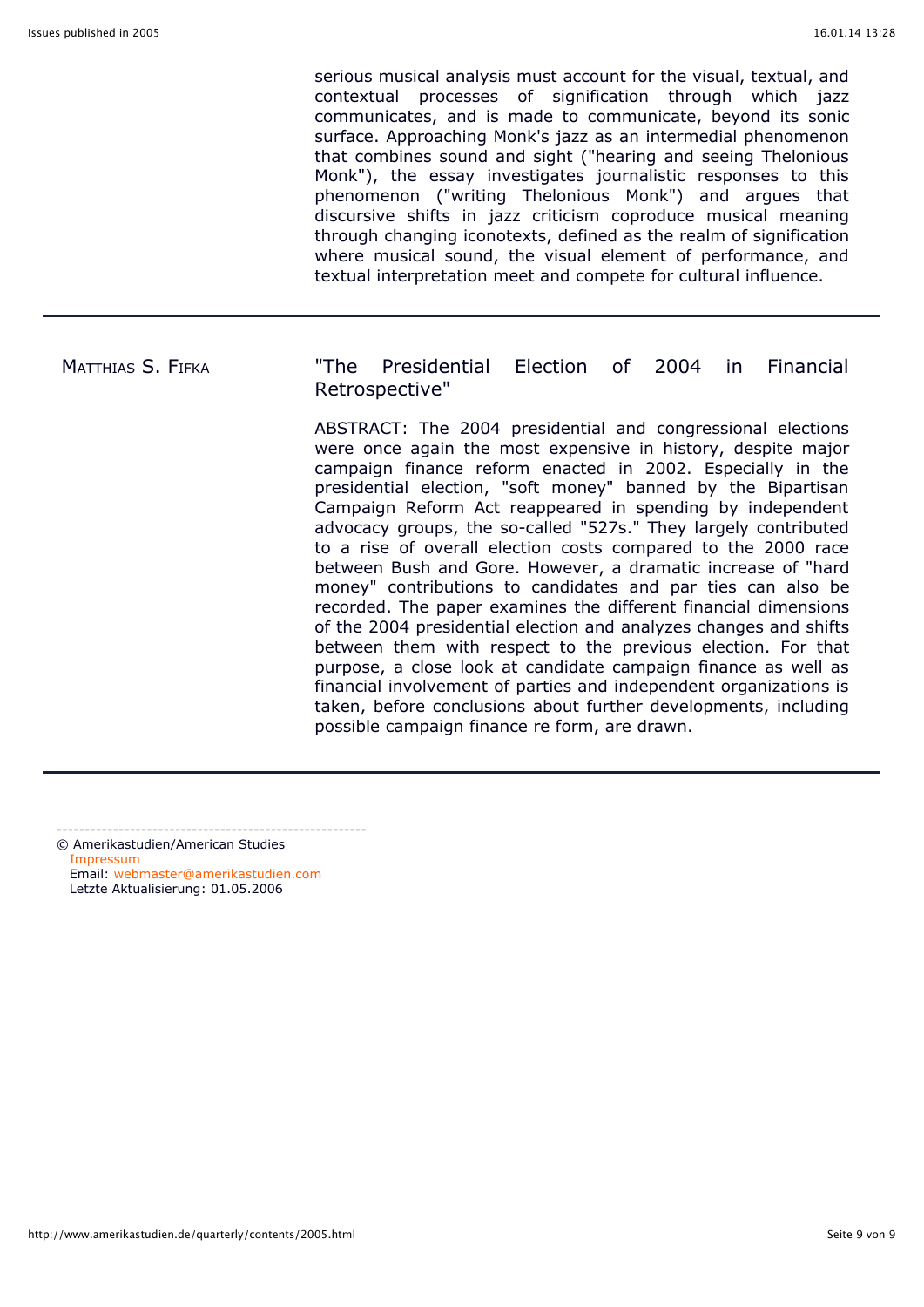serious musical analysis must account for the visual, textual, and contextual processes of signification through which jazz communicates, and is made to communicate, beyond its sonic surface. Approaching Monk's jazz as an intermedial phenomenon that combines sound and sight ("hearing and seeing Thelonious Monk"), the essay investigates journalistic responses to this phenomenon ("writing Thelonious Monk") and argues that discursive shifts in jazz criticism coproduce musical meaning through changing iconotexts, defined as the realm of signification where musical sound, the visual element of performance, and textual interpretation meet and compete for cultural influence.

---

MATTHIAS S. FIFKA

"The Presidential Election of 2004 in Financial Retrospective"

ABSTRACT: The 2004 presidential and congressional elections were once again the most expensive in history, despite major campaign finance reform enacted in 2002. Especially in the presidential election, "soft money" banned by the Bipartisan Campaign Reform Act reappeared in spending by independent advocacy groups, the so-called "527s." They largely contributed to a rise of overall election costs compared to the 2000 race between Bush and Gore. However, a dramatic increase of "hard money" contributions to candidates and par ties can also be recorded. The paper examines the different financial dimensions of the 2004 presidential election and analyzes changes and shifts between them with respect to the previous election. For that purpose, a close look at candidate campaign finance as well as financial involvement of parties and independent organizations is taken, before conclusions about further developments, including possible campaign finance re form, are drawn.

---

© Amerikastudien/American Studies
Impressum
Email: webmaster@amerikastudien.com
Letzte Aktualisierung: 01.05.2006